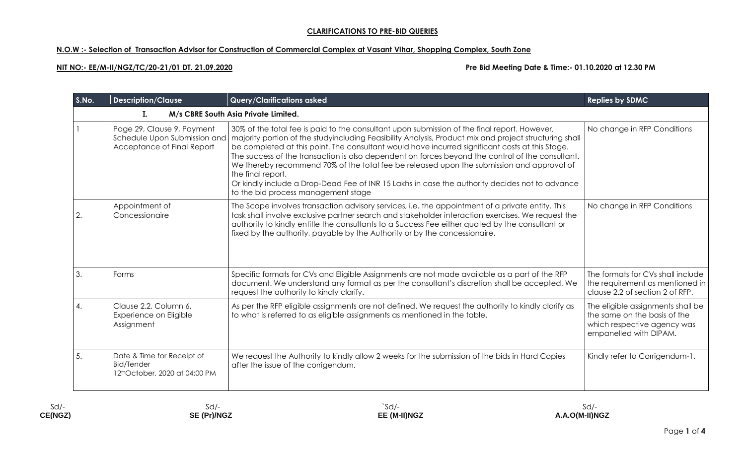**CLARIFICATIONS TO PRE-BID QUERIES**

**N.O.W :- Selection of Transaction Advisor for Construction of Commercial Complex at Vasant Vihar, Shopping Complex, South Zone**

**NIT NO:- EE/M-II/NGZ/TC/20-21/01 DT. 21.09.2020** **Pre Bid Meeting Date & Time:- 01.10.2020 at 12.30 PM**

| S.No. | Description/Clause | Query/Clarifications asked | Replies by SDMC |
|---|---|---|---|
| I. | **M/s CBRE South Asia Private Limited.** | | |
| 1 | Page 29, Clause 9, Payment Schedule Upon Submission and Acceptance of Final Report | 30% of the total fee is paid to the consultant upon submission of the final report. However, majority portion of the studyincluding Feasibility Analysis, Product mix and project structuring shall be completed at this point. The consultant would have incurred significant costs at this Stage. The success of the transaction is also dependent on forces beyond the control of the consultant. We thereby recommend 70% of the total fee be released upon the submission and approval of the final report.<br>Or kindly include a Drop-Dead Fee of INR 15 Lakhs in case the authority decides not to advance to the bid process management stage | No change in RFP Conditions |
| 2. | Appointment of Concessionaire | The Scope involves transaction advisory services, i.e. the appointment of a private entity. This task shall involve exclusive partner search and stakeholder interaction exercises. We request the authority to kindly entitle the consultants to a Success Fee either quoted by the consultant or fixed by the authority, payable by the Authority or by the concessionaire. | No change in RFP Conditions |
| 3. | Forms | Specific formats for CVs and Eligible Assignments are not made available as a part of the RFP document. We understand any format as per the consultant's discretion shall be accepted. We request the authority to kindly clarify. | The formats for CVs shall include the requirement as mentioned in clause 2.2 of section 2 of RFP. |
| 4. | Clause 2.2, Column 6, Experience on Eligible Assignment | As per the RFP eligible assignments are not defined. We request the authority to kindly clarify as to what is referred to as eligible assignments as mentioned in the table. | The eligible assignments shall be the same on the basis of the which respective agency was empanelled with DIPAM. |
| 5. | Date & Time for Receipt of Bid/Tender<br>12thOctober, 2020 at 04:00 PM | We request the Authority to kindly allow 2 weeks for the submission of the bids in Hard Copies after the issue of the corrigendum. | Kindly refer to Corrigendum-1. |

| Sd/- | Sd/- | `Sd/- | Sd/- |
|---|---|---|---|
| **CE(NGZ)** | **SE (Pr)/NGZ** | **EE (M-II)NGZ** | **A.A.O(M-II)NGZ** |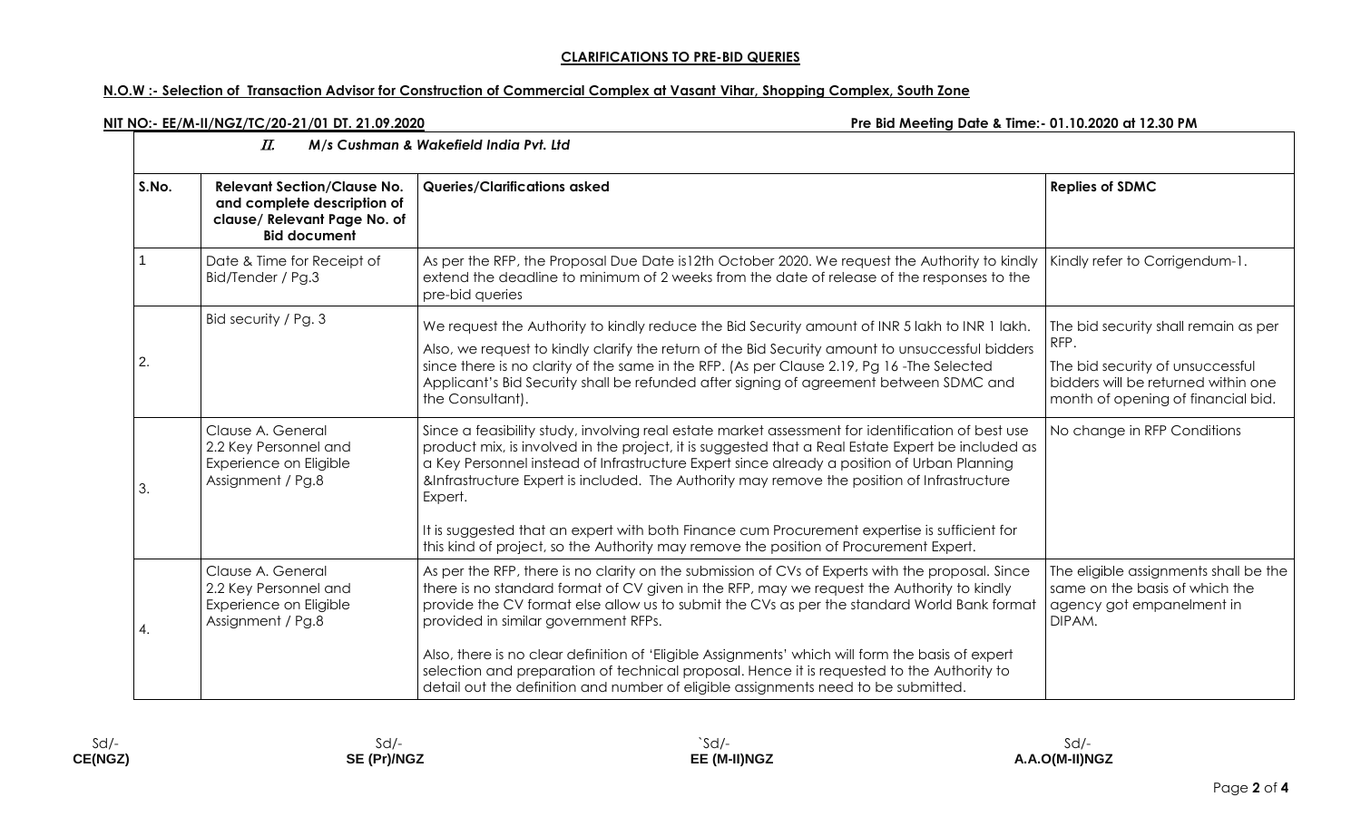**CLARIFICATIONS TO PRE-BID QUERIES**

**N.O.W :- Selection of Transaction Advisor for Construction of Commercial Complex at Vasant Vihar, Shopping Complex, South Zone**

**NIT NO:- EE/M-II/NGZ/TC/20-21/01 DT. 21.09.2020** **Pre Bid Meeting Date & Time:- 01.10.2020 at 12.30 PM**

***II. M/s Cushman & Wakefield India Pvt. Ltd***

| S.No. | Relevant Section/Clause No. and complete description of clause/ Relevant Page No. of Bid document | Queries/Clarifications asked | Replies of SDMC |
|---|---|---|---|
| 1 | Date & Time for Receipt of Bid/Tender / Pg.3 | As per the RFP, the Proposal Due Date is12th October 2020. We request the Authority to kindly extend the deadline to minimum of 2 weeks from the date of release of the responses to the pre-bid queries | Kindly refer to Corrigendum-1. |
| 2. | Bid security / Pg. 3 | We request the Authority to kindly reduce the Bid Security amount of INR 5 lakh to INR 1 lakh.<br>Also, we request to kindly clarify the return of the Bid Security amount to unsuccessful bidders since there is no clarity of the same in the RFP. (As per Clause 2.19, Pg 16 -The Selected Applicant's Bid Security shall be refunded after signing of agreement between SDMC and the Consultant). | The bid security shall remain as per RFP.<br>The bid security of unsuccessful bidders will be returned within one month of opening of financial bid. |
| 3. | Clause A. General<br>2.2 Key Personnel and Experience on Eligible Assignment / Pg.8 | Since a feasibility study, involving real estate market assessment for identification of best use product mix, is involved in the project, it is suggested that a Real Estate Expert be included as a Key Personnel instead of Infrastructure Expert since already a position of Urban Planning &Infrastructure Expert is included. The Authority may remove the position of Infrastructure Expert.<br>It is suggested that an expert with both Finance cum Procurement expertise is sufficient for this kind of project, so the Authority may remove the position of Procurement Expert. | No change in RFP Conditions |
| 4. | Clause A. General<br>2.2 Key Personnel and Experience on Eligible Assignment / Pg.8 | As per the RFP, there is no clarity on the submission of CVs of Experts with the proposal. Since there is no standard format of CV given in the RFP, may we request the Authority to kindly provide the CV format else allow us to submit the CVs as per the standard World Bank format provided in similar government RFPs.<br>Also, there is no clear definition of 'Eligible Assignments' which will form the basis of expert selection and preparation of technical proposal. Hence it is requested to the Authority to detail out the definition and number of eligible assignments need to be submitted. | The eligible assignments shall be the same on the basis of which the agency got empanelment in DIPAM. |

| Sd/- | Sd/- | `Sd/- | Sd/- |
|---|---|---|---|
| **CE(NGZ)** | **SE (Pr)/NGZ** | **EE (M-II)NGZ** | **A.A.O(M-II)NGZ** |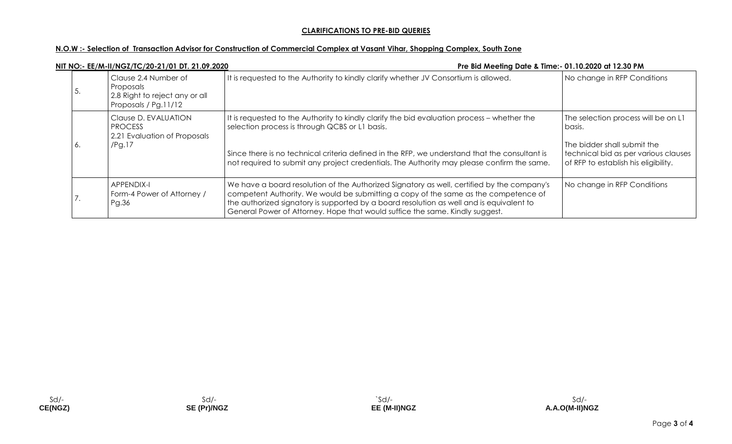**CLARIFICATIONS TO PRE-BID QUERIES**

**N.O.W :- Selection of Transaction Advisor for Construction of Commercial Complex at Vasant Vihar, Shopping Complex, South Zone**

**NIT NO:- EE/M-II/NGZ/TC/20-21/01 DT. 21.09.2020** **Pre Bid Meeting Date & Time:- 01.10.2020 at 12.30 PM**

| | | | |
|---|---|---|---|
| 5. | Clause 2.4 Number of Proposals<br>2.8 Right to reject any or all Proposals / Pg.11/12 | It is requested to the Authority to kindly clarify whether JV Consortium is allowed. | No change in RFP Conditions |
| 6. | Clause D. EVALUATION PROCESS<br>2.21 Evaluation of Proposals /Pg.17 | It is requested to the Authority to kindly clarify the bid evaluation process – whether the selection process is through QCBS or L1 basis.<br><br>Since there is no technical criteria defined in the RFP, we understand that the consultant is not required to submit any project credentials. The Authority may please confirm the same. | The selection process will be on L1 basis.<br><br>The bidder shall submit the technical bid as per various clauses of RFP to establish his eligibility. |
| 7. | APPENDIX-I<br>Form-4 Power of Attorney / Pg.36 | We have a board resolution of the Authorized Signatory as well, certified by the company's competent Authority. We would be submitting a copy of the same as the competence of the authorized signatory is supported by a board resolution as well and is equivalent to General Power of Attorney. Hope that would suffice the same. Kindly suggest. | No change in RFP Conditions |

| Sd/- | Sd/- | `Sd/- | Sd/- |
|---|---|---|---|
| **CE(NGZ)** | **SE (Pr)/NGZ** | **EE (M-II)NGZ** | **A.A.O(M-II)NGZ** |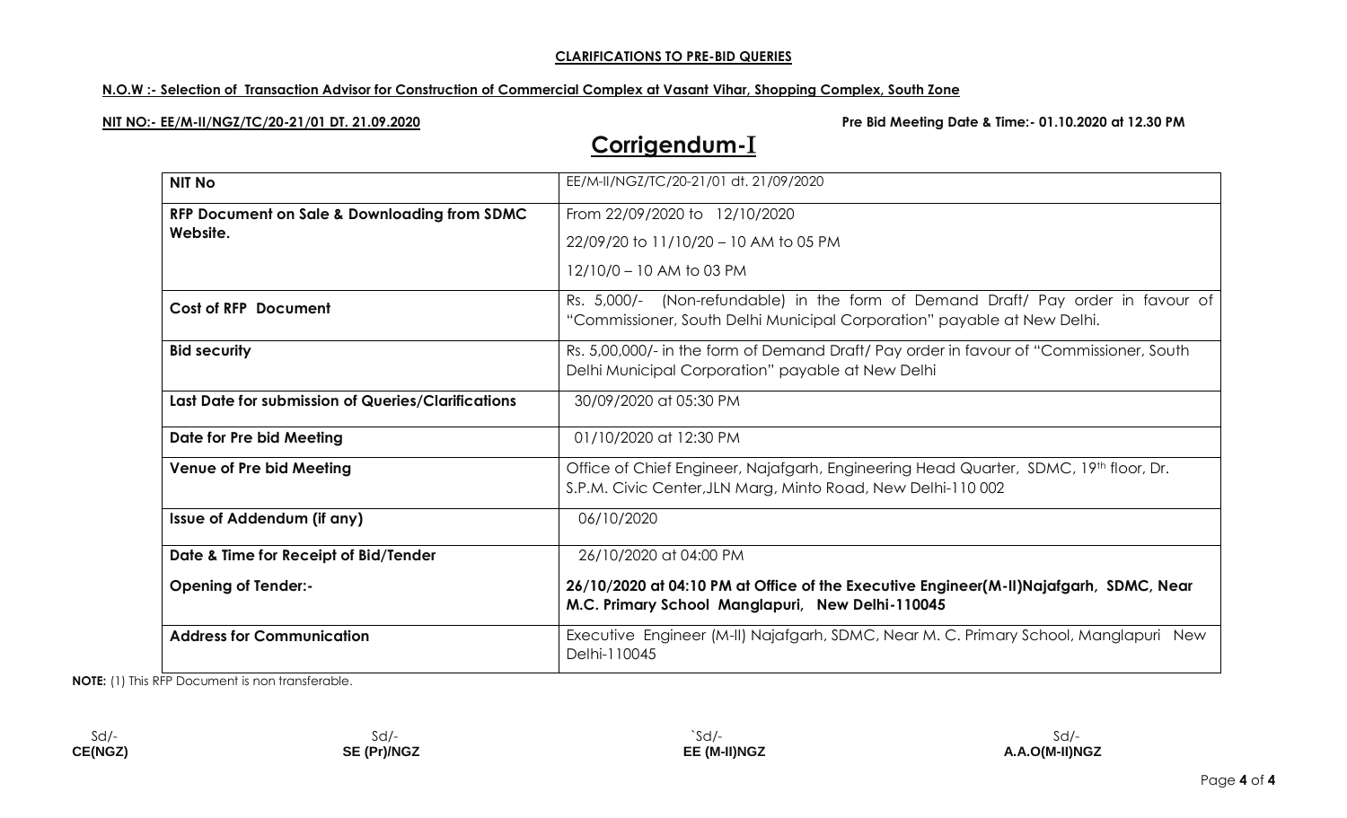**CLARIFICATIONS TO PRE-BID QUERIES**

**N.O.W :- Selection of Transaction Advisor for Construction of Commercial Complex at Vasant Vihar, Shopping Complex, South Zone**

**NIT NO:- EE/M-II/NGZ/TC/20-21/01 DT. 21.09.2020** **Pre Bid Meeting Date & Time:- 01.10.2020 at 12.30 PM**

# Corrigendum-I

| | |
|---|---|
| **NIT No** | EE/M-II/NGZ/TC/20-21/01 dt. 21/09/2020 |
| **RFP Document on Sale & Downloading from SDMC Website.** | From 22/09/2020 to 12/10/2020<br>22/09/20 to 11/10/20 – 10 AM to 05 PM<br>12/10/0 – 10 AM to 03 PM |
| **Cost of RFP Document** | Rs. 5,000/- (Non-refundable) in the form of Demand Draft/ Pay order in favour of "Commissioner, South Delhi Municipal Corporation" payable at New Delhi. |
| **Bid security** | Rs. 5,00,000/- in the form of Demand Draft/ Pay order in favour of "Commissioner, South Delhi Municipal Corporation" payable at New Delhi |
| **Last Date for submission of Queries/Clarifications** | 30/09/2020 at 05:30 PM |
| **Date for Pre bid Meeting** | 01/10/2020 at 12:30 PM |
| **Venue of Pre bid Meeting** | Office of Chief Engineer, Najafgarh, Engineering Head Quarter, SDMC, 19th floor, Dr. S.P.M. Civic Center,JLN Marg, Minto Road, New Delhi-110 002 |
| **Issue of Addendum (if any)** | 06/10/2020 |
| **Date & Time for Receipt of Bid/Tender**<br>**Opening of Tender:-** | 26/10/2020 at 04:00 PM<br>**26/10/2020 at 04:10 PM at Office of the Executive Engineer(M-II)Najafgarh, SDMC, Near M.C. Primary School Manglapuri, New Delhi-110045** |
| **Address for Communication** | Executive Engineer (M-II) Najafgarh, SDMC, Near M. C. Primary School, Manglapuri New Delhi-110045 |

**NOTE:** (1) This RFP Document is non transferable.

| | | | |
|---|---|---|---|
| Sd/- | Sd/- | `Sd/- | Sd/- |
| **CE(NGZ)** | **SE (Pr)/NGZ** | **EE (M-II)NGZ** | **A.A.O(M-II)NGZ** |